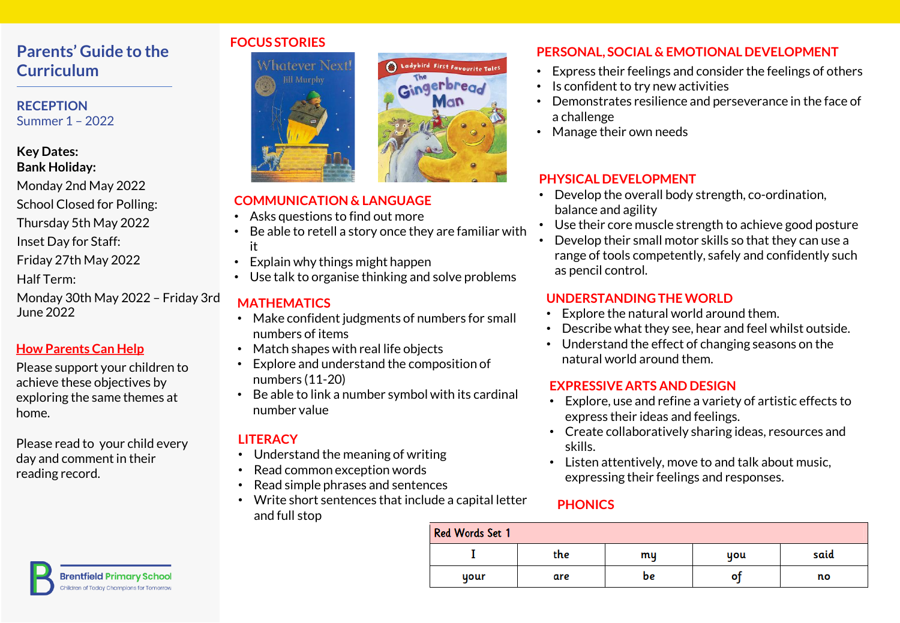# Parents' Guide to the Curriculum

## RECEPTION
Summer 1 – 2022

**Key Dates:**
**Bank Holiday:**
Monday 2nd May 2022
School Closed for Polling:
Thursday 5th May 2022
Inset Day for Staff:
Friday 27th May 2022
Half Term:
Monday 30th May 2022 – Friday 3rd June 2022

## How Parents Can Help

Please support your children to achieve these objectives by exploring the same themes at home.

Please read to your child every day and comment in their reading record.

Brentfield Primary School
Children of Today Champions for Tomorrow

## FOCUS STORIES

Whatever Next! – Jill Murphy
The Gingerbread Man – Ladybird First Favourite Tales

## COMMUNICATION & LANGUAGE

- Asks questions to find out more
- Be able to retell a story once they are familiar with it
- Explain why things might happen
- Use talk to organise thinking and solve problems

## MATHEMATICS

- Make confident judgments of numbers for small numbers of items
- Match shapes with real life objects
- Explore and understand the composition of numbers (11-20)
- Be able to link a number symbol with its cardinal number value

## LITERACY

- Understand the meaning of writing
- Read common exception words
- Read simple phrases and sentences
- Write short sentences that include a capital letter and full stop

## PERSONAL, SOCIAL & EMOTIONAL DEVELOPMENT

- Express their feelings and consider the feelings of others
- Is confident to try new activities
- Demonstrates resilience and perseverance in the face of a challenge
- Manage their own needs

## PHYSICAL DEVELOPMENT

- Develop the overall body strength, co-ordination, balance and agility
- Use their core muscle strength to achieve good posture
- Develop their small motor skills so that they can use a range of tools competently, safely and confidently such as pencil control.

## UNDERSTANDING THE WORLD

- Explore the natural world around them.
- Describe what they see, hear and feel whilst outside.
- Understand the effect of changing seasons on the natural world around them.

## EXPRESSIVE ARTS AND DESIGN

- Explore, use and refine a variety of artistic effects to express their ideas and feelings.
- Create collaboratively sharing ideas, resources and skills.
- Listen attentively, move to and talk about music, expressing their feelings and responses.

## PHONICS

| Red Words Set 1 | | | | |
|---|---|---|---|---|
| I | the | my | you | said |
| your | are | be | of | no |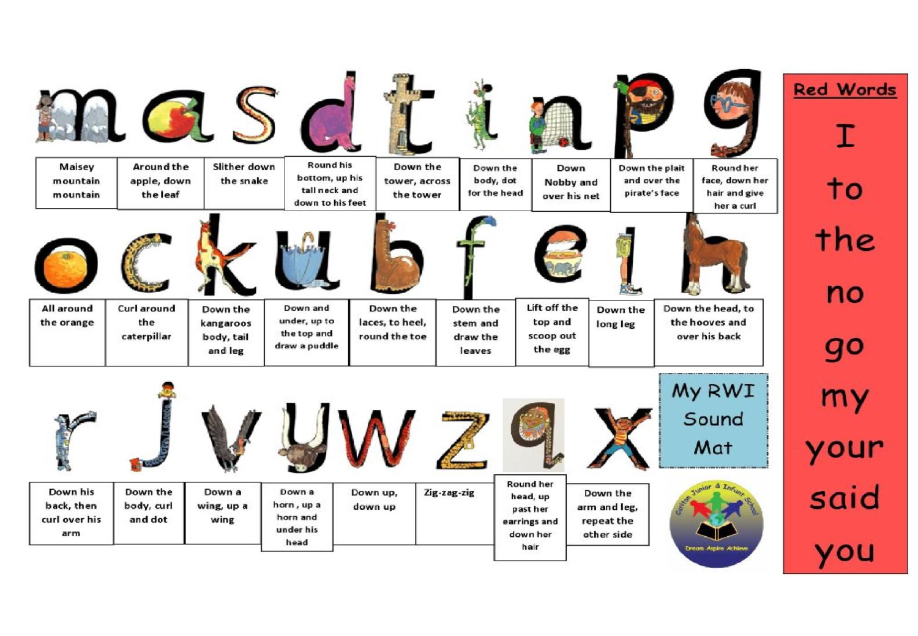# My RWI Sound Mat

| m | a | s | d | t | i | n | p | g |
|---|---|---|---|---|---|---|---|---|
| Maisey mountain mountain | Around the apple, down the leaf | Slither down the snake | Round his bottom, up his tall neck and down to his feet | Down the tower, across the tower | Down the body, dot for the head | Down Nobby and over his net | Down the plait and over the pirate's face | Round her face, down her hair and give her a curl |

| o | c | k | u | b | f | e | l | h |
|---|---|---|---|---|---|---|---|---|
| All around the orange | Curl around the caterpillar | Down the kangaroos body, tail and leg | Down and under, up to the top and draw a puddle | Down the laces, to heel, round the toe | Down the stem and draw the leaves | Lift off the top and scoop out the egg | Down the long leg | Down the head, to the hooves and over his back |

| r | j | v | y | w | z | q | x |
|---|---|---|---|---|---|---|---|
| Down his back, then curl over his arm | Down the body, curl and dot | Down a wing, up a wing | Down a horn, up a horn and under his head | Down up, down up | Zig-zag-zig | Round her head, up past her earrings and down her hair | Down the arm and leg, repeat the other side |

## Red Words

- I
- to
- the
- no
- go
- my
- your
- said
- you

Carlton Junior & Infant School

Dream Aspire Achieve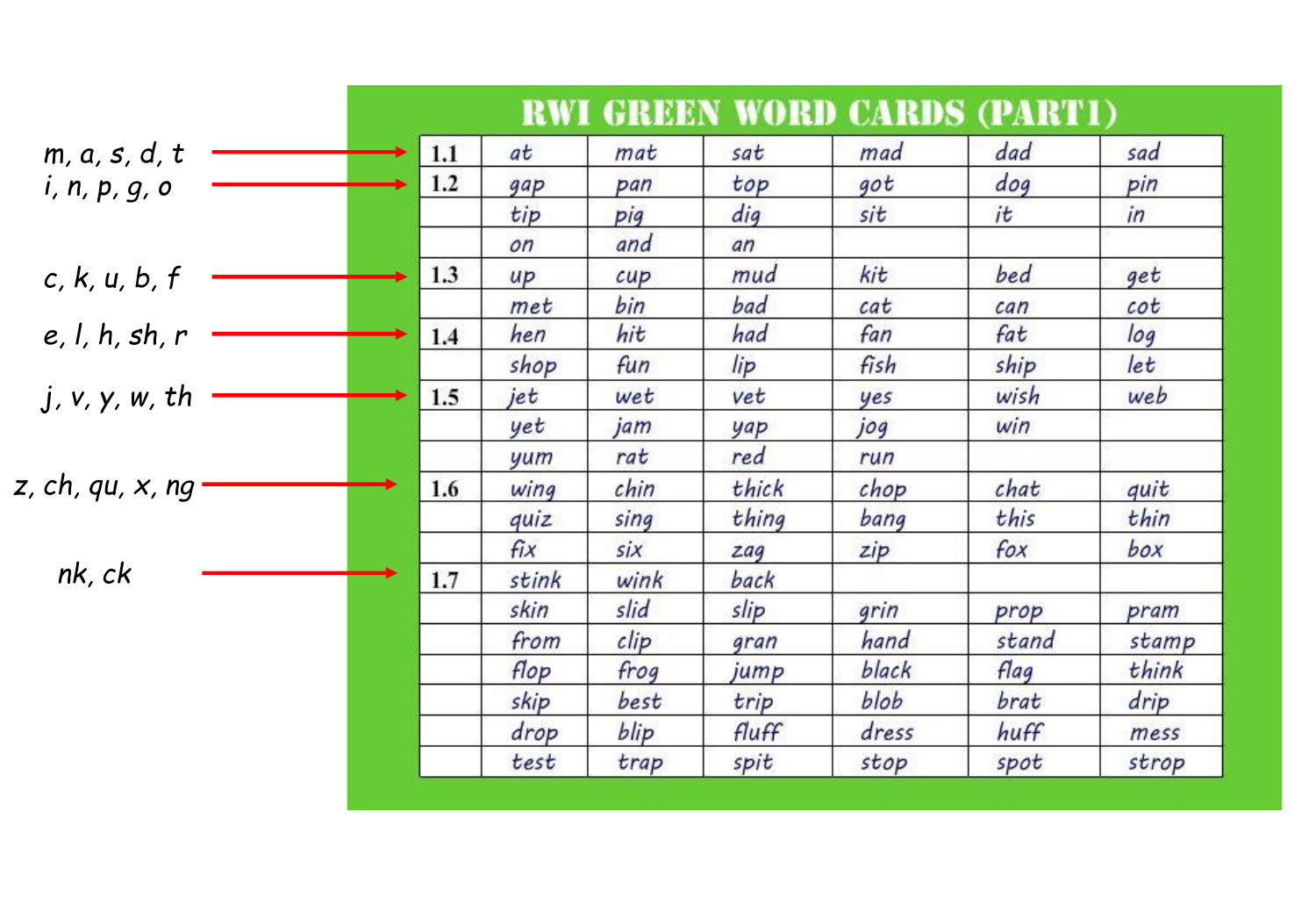# RWI GREEN WORD CARDS (PART1)

| Sounds | Set | | | | | | |
|---|---|---|---|---|---|---|---|
| m, a, s, d, t | 1.1 | at | mat | sat | mad | dad | sad |
| i, n, p, g, o | 1.2 | gap | pan | top | got | dog | pin |
| | | tip | pig | dig | sit | it | in |
| | | on | and | an | | | |
| c, k, u, b, f | 1.3 | up | cup | mud | kit | bed | get |
| | | met | bin | bad | cat | can | cot |
| e, l, h, sh, r | 1.4 | hen | hit | had | fan | fat | log |
| | | shop | fun | lip | fish | ship | let |
| j, v, y, w, th | 1.5 | jet | wet | vet | yes | wish | web |
| | | yet | jam | yap | jog | win | |
| | | yum | rat | red | run | | |
| z, ch, qu, x, ng | 1.6 | wing | chin | thick | chop | chat | quit |
| | | quiz | sing | thing | bang | this | thin |
| | | fix | six | zag | zip | fox | box |
| nk, ck | 1.7 | stink | wink | back | | | |
| | | skin | slid | slip | grin | prop | pram |
| | | from | clip | gran | hand | stand | stamp |
| | | flop | frog | jump | black | flag | think |
| | | skip | best | trip | blob | brat | drip |
| | | drop | blip | fluff | dress | huff | mess |
| | | test | trap | spit | stop | spot | strop |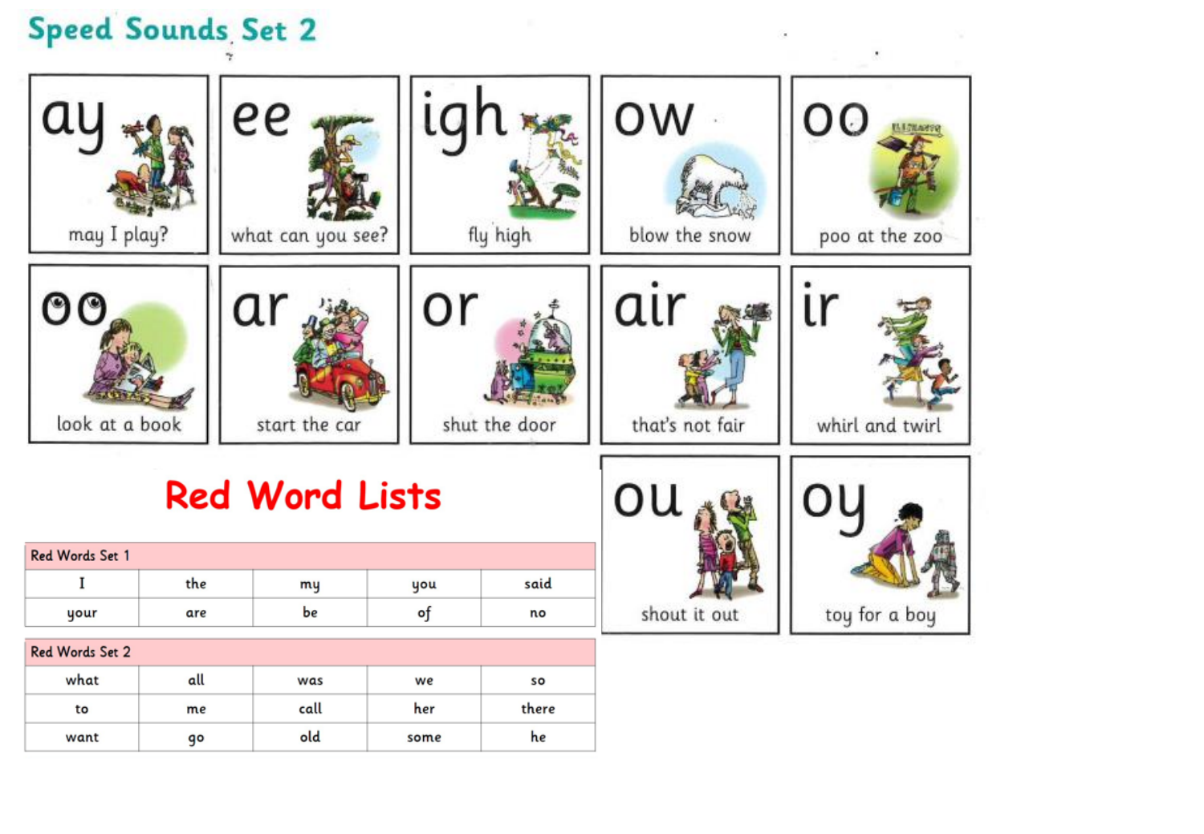## Speed Sounds Set 2

ay
may I play?

ee
what can you see?

igh
fly high

ow
blow the snow

oo
poo at the zoo

oo
look at a book

ar
start the car

or
shut the door

air
that's not fair

ir
whirl and twirl

ou
shout it out

oy
toy for a boy

## Red Word Lists

| Red Words Set 1 | | | | |
|---|---|---|---|---|
| I | the | my | you | said |
| your | are | be | of | no |

| Red Words Set 2 | | | | |
|---|---|---|---|---|
| what | all | was | we | so |
| to | me | call | her | there |
| want | go | old | some | he |